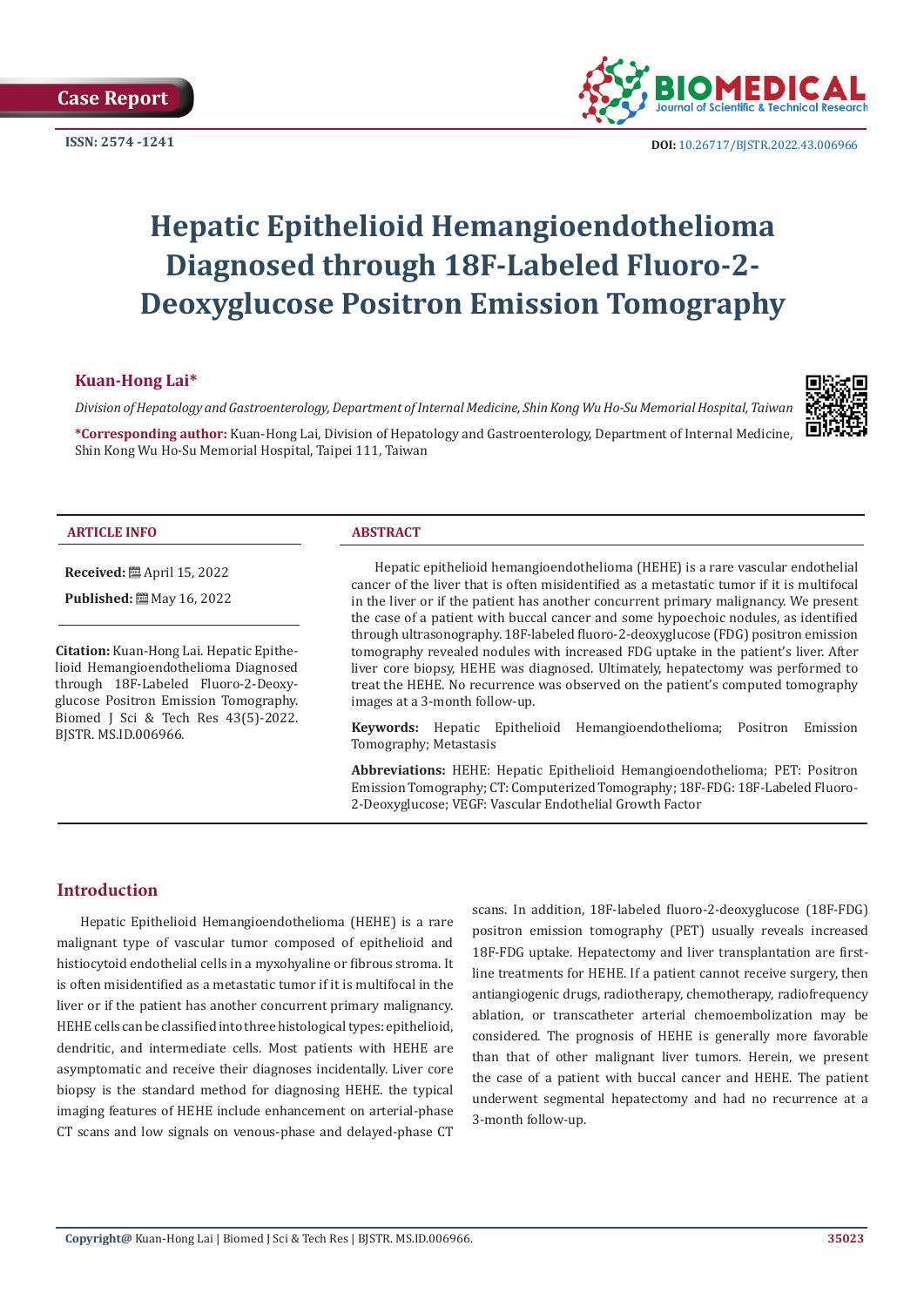Case Report

ISSN: 2574 -1241

DOI: 10.26717/BJSTR.2022.43.006966

# Hepatic Epithelioid Hemangioendothelioma Diagnosed through 18F-Labeled Fluoro-2-Deoxyglucose Positron Emission Tomography

**Kuan-Hong Lai***

*Division of Hepatology and Gastroenterology, Department of Internal Medicine, Shin Kong Wu Ho-Su Memorial Hospital, Taiwan*

**\*Corresponding author:** Kuan-Hong Lai, Division of Hepatology and Gastroenterology, Department of Internal Medicine, Shin Kong Wu Ho-Su Memorial Hospital, Taipei 111, Taiwan

**ARTICLE INFO**

**Received:** April 15, 2022

**Published:** May 16, 2022

**Citation:** Kuan-Hong Lai. Hepatic Epithelioid Hemangioendothelioma Diagnosed through 18F-Labeled Fluoro-2-Deoxyglucose Positron Emission Tomography. Biomed J Sci & Tech Res 43(5)-2022. BJSTR. MS.ID.006966.

**ABSTRACT**

Hepatic epithelioid hemangioendothelioma (HEHE) is a rare vascular endothelial cancer of the liver that is often misidentified as a metastatic tumor if it is multifocal in the liver or if the patient has another concurrent primary malignancy. We present the case of a patient with buccal cancer and some hypoechoic nodules, as identified through ultrasonography. 18F-labeled fluoro-2-deoxyglucose (FDG) positron emission tomography revealed nodules with increased FDG uptake in the patient's liver. After liver core biopsy, HEHE was diagnosed. Ultimately, hepatectomy was performed to treat the HEHE. No recurrence was observed on the patient's computed tomography images at a 3-month follow-up.

**Keywords:** Hepatic Epithelioid Hemangioendothelioma; Positron Emission Tomography; Metastasis

**Abbreviations:** HEHE: Hepatic Epithelioid Hemangioendothelioma; PET: Positron Emission Tomography; CT: Computerized Tomography; 18F-FDG: 18F-Labeled Fluoro-2-Deoxyglucose; VEGF: Vascular Endothelial Growth Factor

## Introduction

Hepatic Epithelioid Hemangioendothelioma (HEHE) is a rare malignant type of vascular tumor composed of epithelioid and histiocytoid endothelial cells in a myxohyaline or fibrous stroma. It is often misidentified as a metastatic tumor if it is multifocal in the liver or if the patient has another concurrent primary malignancy. HEHE cells can be classified into three histological types: epithelioid, dendritic, and intermediate cells. Most patients with HEHE are asymptomatic and receive their diagnoses incidentally. Liver core biopsy is the standard method for diagnosing HEHE. the typical imaging features of HEHE include enhancement on arterial-phase CT scans and low signals on venous-phase and delayed-phase CT scans. In addition, 18F-labeled fluoro-2-deoxyglucose (18F-FDG) positron emission tomography (PET) usually reveals increased 18F-FDG uptake. Hepatectomy and liver transplantation are first-line treatments for HEHE. If a patient cannot receive surgery, then antiangiogenic drugs, radiotherapy, chemotherapy, radiofrequency ablation, or transcatheter arterial chemoembolization may be considered. The prognosis of HEHE is generally more favorable than that of other malignant liver tumors. Herein, we present the case of a patient with buccal cancer and HEHE. The patient underwent segmental hepatectomy and had no recurrence at a 3-month follow-up.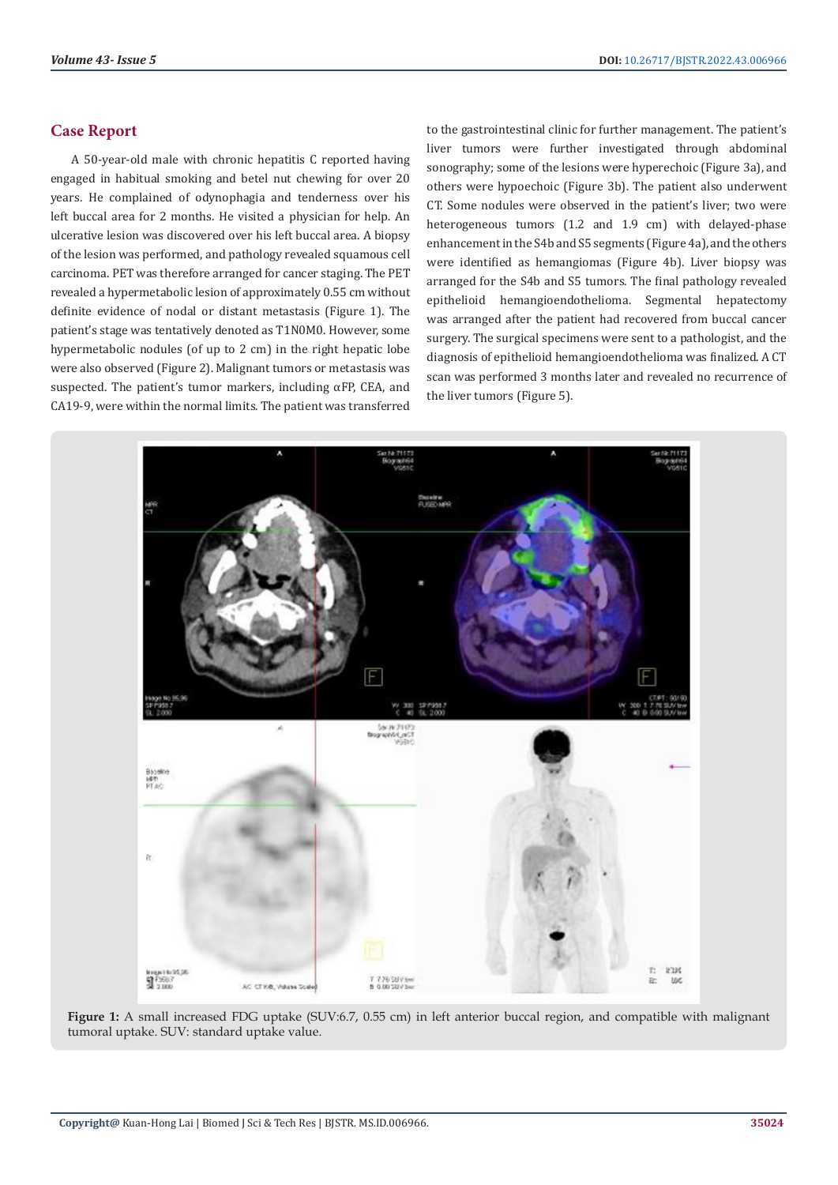## Case Report

A 50-year-old male with chronic hepatitis C reported having engaged in habitual smoking and betel nut chewing for over 20 years. He complained of odynophagia and tenderness over his left buccal area for 2 months. He visited a physician for help. An ulcerative lesion was discovered over his left buccal area. A biopsy of the lesion was performed, and pathology revealed squamous cell carcinoma. PET was therefore arranged for cancer staging. The PET revealed a hypermetabolic lesion of approximately 0.55 cm without definite evidence of nodal or distant metastasis (Figure 1). The patient's stage was tentatively denoted as T1N0M0. However, some hypermetabolic nodules (of up to 2 cm) in the right hepatic lobe were also observed (Figure 2). Malignant tumors or metastasis was suspected. The patient's tumor markers, including αFP, CEA, and CA19-9, were within the normal limits. The patient was transferred to the gastrointestinal clinic for further management. The patient's liver tumors were further investigated through abdominal sonography; some of the lesions were hyperechoic (Figure 3a), and others were hypoechoic (Figure 3b). The patient also underwent CT. Some nodules were observed in the patient's liver; two were heterogeneous tumors (1.2 and 1.9 cm) with delayed-phase enhancement in the S4b and S5 segments (Figure 4a), and the others were identified as hemangiomas (Figure 4b). Liver biopsy was arranged for the S4b and S5 tumors. The final pathology revealed epithelioid hemangioendothelioma. Segmental hepatectomy was arranged after the patient had recovered from buccal cancer surgery. The surgical specimens were sent to a pathologist, and the diagnosis of epithelioid hemangioendothelioma was finalized. A CT scan was performed 3 months later and revealed no recurrence of the liver tumors (Figure 5).

**Figure 1:** A small increased FDG uptake (SUV:6.7, 0.55 cm) in left anterior buccal region, and compatible with malignant tumoral uptake. SUV: standard uptake value.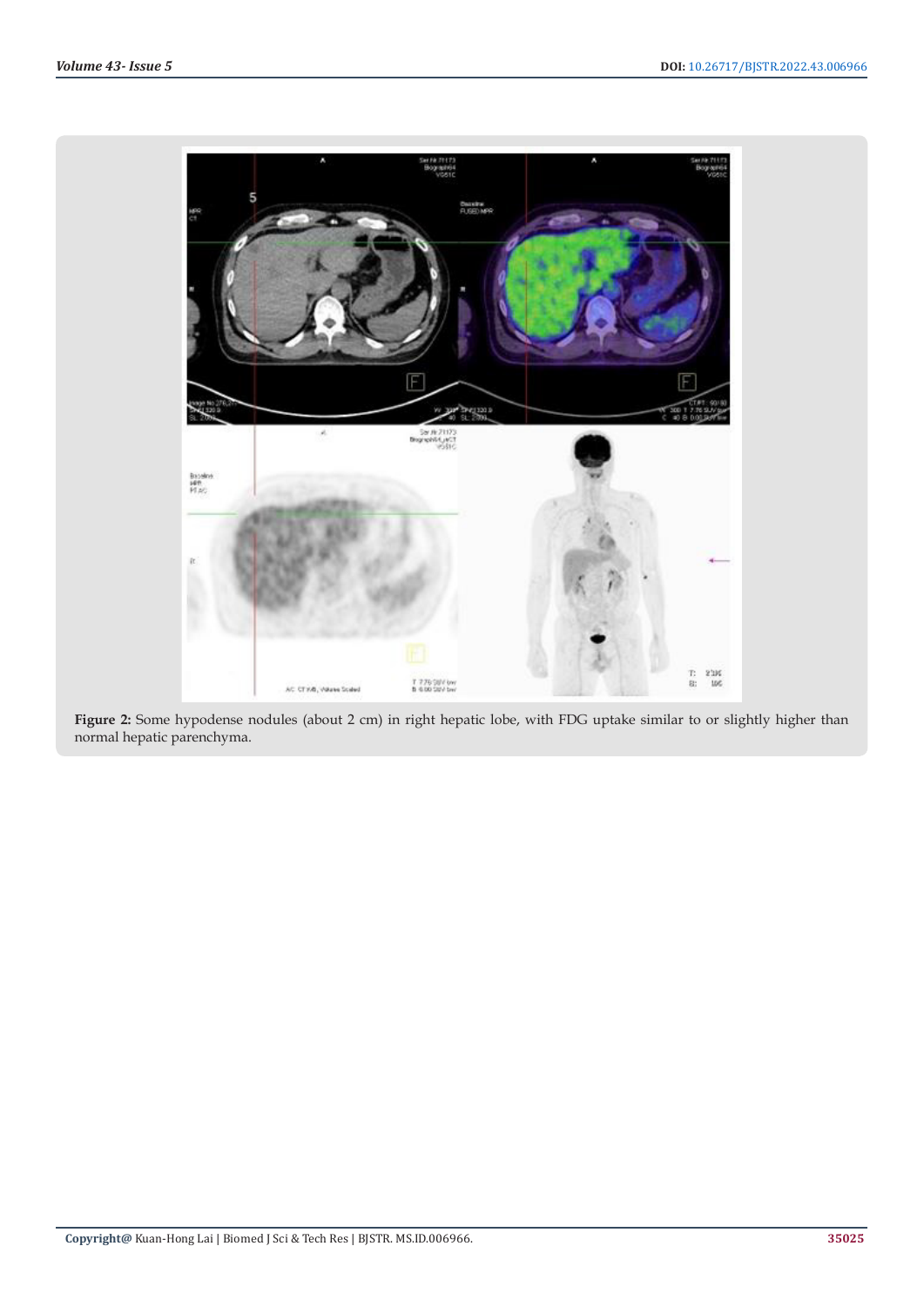**Figure 2:** Some hypodense nodules (about 2 cm) in right hepatic lobe, with FDG uptake similar to or slightly higher than normal hepatic parenchyma.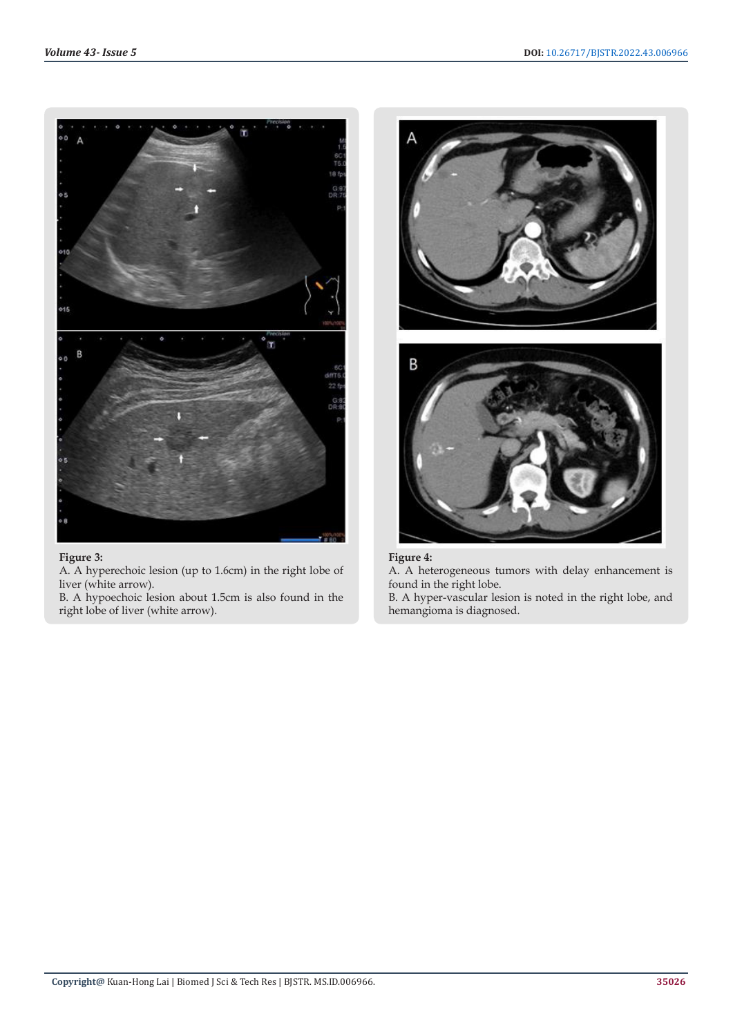**Figure 3:**

A. A hyperechoic lesion (up to 1.6cm) in the right lobe of liver (white arrow).

B. A hypoechoic lesion about 1.5cm is also found in the right lobe of liver (white arrow).

**Figure 4:**

A. A heterogeneous tumors with delay enhancement is found in the right lobe.

B. A hyper-vascular lesion is noted in the right lobe, and hemangioma is diagnosed.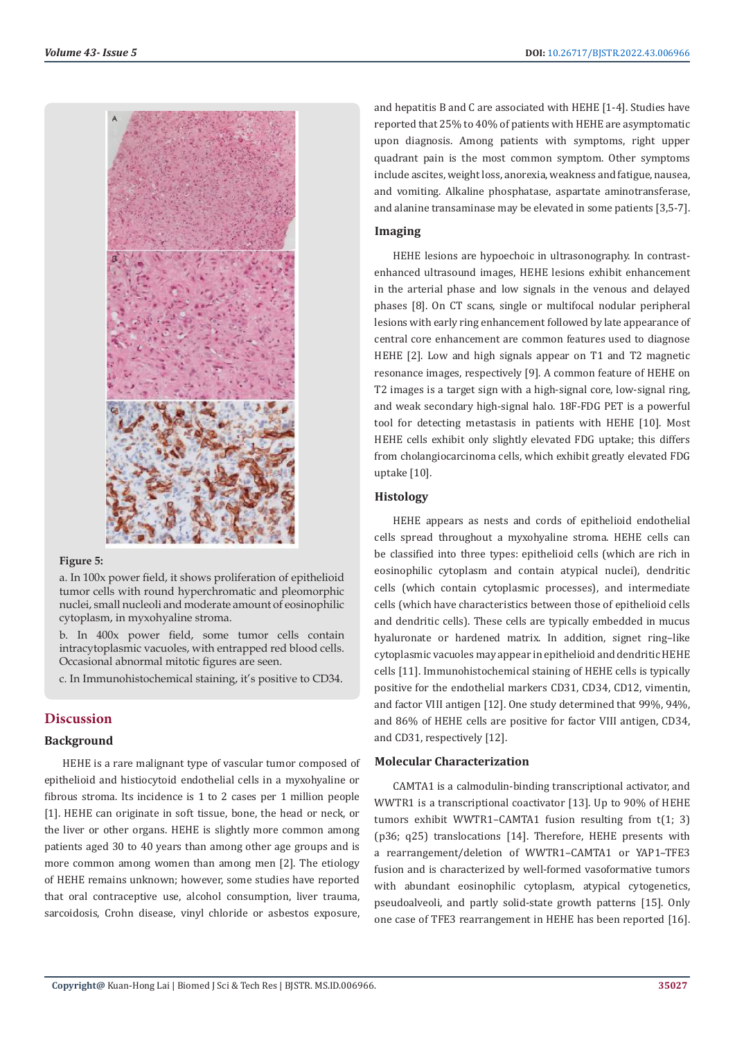**Figure 5:**

a. In 100x power field, it shows proliferation of epithelioid tumor cells with round hyperchromatic and pleomorphic nuclei, small nucleoli and moderate amount of eosinophilic cytoplasm, in myxohyaline stroma.

b. In 400x power field, some tumor cells contain intracytoplasmic vacuoles, with entrapped red blood cells. Occasional abnormal mitotic figures are seen.

c. In Immunohistochemical staining, it's positive to CD34.

## Discussion

### Background

HEHE is a rare malignant type of vascular tumor composed of epithelioid and histiocytoid endothelial cells in a myxohyaline or fibrous stroma. Its incidence is 1 to 2 cases per 1 million people [1]. HEHE can originate in soft tissue, bone, the head or neck, or the liver or other organs. HEHE is slightly more common among patients aged 30 to 40 years than among other age groups and is more common among women than among men [2]. The etiology of HEHE remains unknown; however, some studies have reported that oral contraceptive use, alcohol consumption, liver trauma, sarcoidosis, Crohn disease, vinyl chloride or asbestos exposure, and hepatitis B and C are associated with HEHE [1-4]. Studies have reported that 25% to 40% of patients with HEHE are asymptomatic upon diagnosis. Among patients with symptoms, right upper quadrant pain is the most common symptom. Other symptoms include ascites, weight loss, anorexia, weakness and fatigue, nausea, and vomiting. Alkaline phosphatase, aspartate aminotransferase, and alanine transaminase may be elevated in some patients [3,5-7].

### Imaging

HEHE lesions are hypoechoic in ultrasonography. In contrast-enhanced ultrasound images, HEHE lesions exhibit enhancement in the arterial phase and low signals in the venous and delayed phases [8]. On CT scans, single or multifocal nodular peripheral lesions with early ring enhancement followed by late appearance of central core enhancement are common features used to diagnose HEHE [2]. Low and high signals appear on T1 and T2 magnetic resonance images, respectively [9]. A common feature of HEHE on T2 images is a target sign with a high-signal core, low-signal ring, and weak secondary high-signal halo. 18F-FDG PET is a powerful tool for detecting metastasis in patients with HEHE [10]. Most HEHE cells exhibit only slightly elevated FDG uptake; this differs from cholangiocarcinoma cells, which exhibit greatly elevated FDG uptake [10].

### Histology

HEHE appears as nests and cords of epithelioid endothelial cells spread throughout a myxohyaline stroma. HEHE cells can be classified into three types: epithelioid cells (which are rich in eosinophilic cytoplasm and contain atypical nuclei), dendritic cells (which contain cytoplasmic processes), and intermediate cells (which have characteristics between those of epithelioid cells and dendritic cells). These cells are typically embedded in mucus hyaluronate or hardened matrix. In addition, signet ring–like cytoplasmic vacuoles may appear in epithelioid and dendritic HEHE cells [11]. Immunohistochemical staining of HEHE cells is typically positive for the endothelial markers CD31, CD34, CD12, vimentin, and factor VIII antigen [12]. One study determined that 99%, 94%, and 86% of HEHE cells are positive for factor VIII antigen, CD34, and CD31, respectively [12].

### Molecular Characterization

CAMTA1 is a calmodulin-binding transcriptional activator, and WWTR1 is a transcriptional coactivator [13]. Up to 90% of HEHE tumors exhibit WWTR1–CAMTA1 fusion resulting from t(1; 3)(p36; q25) translocations [14]. Therefore, HEHE presents with a rearrangement/deletion of WWTR1–CAMTA1 or YAP1–TFE3 fusion and is characterized by well-formed vasoformative tumors with abundant eosinophilic cytoplasm, atypical cytogenetics, pseudoalveoli, and partly solid-state growth patterns [15]. Only one case of TFE3 rearrangement in HEHE has been reported [16].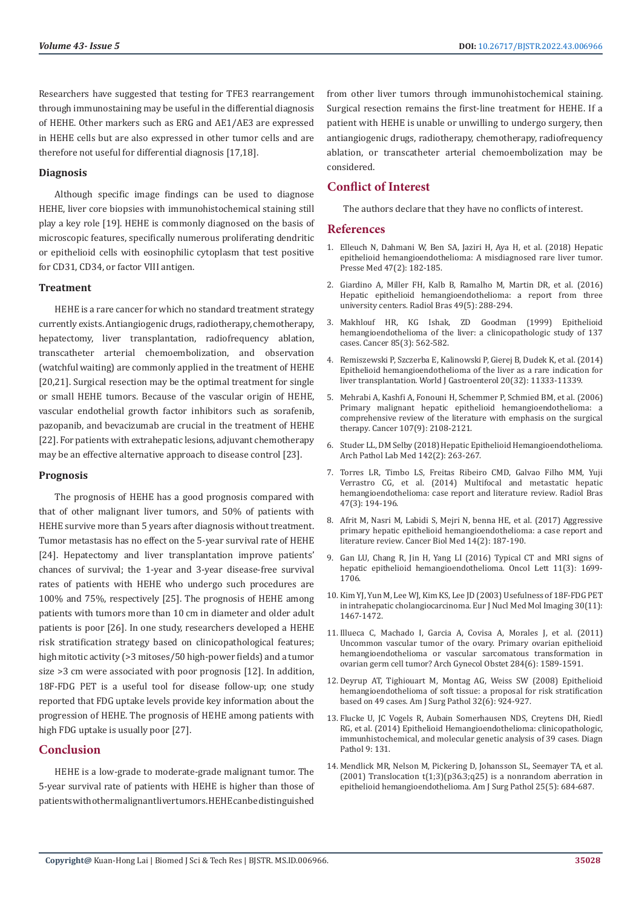Researchers have suggested that testing for TFE3 rearrangement through immunostaining may be useful in the differential diagnosis of HEHE. Other markers such as ERG and AE1/AE3 are expressed in HEHE cells but are also expressed in other tumor cells and are therefore not useful for differential diagnosis [17,18].

### Diagnosis

Although specific image findings can be used to diagnose HEHE, liver core biopsies with immunohistochemical staining still play a key role [19]. HEHE is commonly diagnosed on the basis of microscopic features, specifically numerous proliferating dendritic or epithelioid cells with eosinophilic cytoplasm that test positive for CD31, CD34, or factor VIII antigen.

### Treatment

HEHE is a rare cancer for which no standard treatment strategy currently exists. Antiangiogenic drugs, radiotherapy, chemotherapy, hepatectomy, liver transplantation, radiofrequency ablation, transcatheter arterial chemoembolization, and observation (watchful waiting) are commonly applied in the treatment of HEHE [20,21]. Surgical resection may be the optimal treatment for single or small HEHE tumors. Because of the vascular origin of HEHE, vascular endothelial growth factor inhibitors such as sorafenib, pazopanib, and bevacizumab are crucial in the treatment of HEHE [22]. For patients with extrahepatic lesions, adjuvant chemotherapy may be an effective alternative approach to disease control [23].

### Prognosis

The prognosis of HEHE has a good prognosis compared with that of other malignant liver tumors, and 50% of patients with HEHE survive more than 5 years after diagnosis without treatment. Tumor metastasis has no effect on the 5-year survival rate of HEHE [24]. Hepatectomy and liver transplantation improve patients' chances of survival; the 1-year and 3-year disease-free survival rates of patients with HEHE who undergo such procedures are 100% and 75%, respectively [25]. The prognosis of HEHE among patients with tumors more than 10 cm in diameter and older adult patients is poor [26]. In one study, researchers developed a HEHE risk stratification strategy based on clinicopathological features; high mitotic activity (>3 mitoses/50 high-power fields) and a tumor size >3 cm were associated with poor prognosis [12]. In addition, 18F-FDG PET is a useful tool for disease follow-up; one study reported that FDG uptake levels provide key information about the progression of HEHE. The prognosis of HEHE among patients with high FDG uptake is usually poor [27].

## Conclusion

HEHE is a low-grade to moderate-grade malignant tumor. The 5-year survival rate of patients with HEHE is higher than those of patients with other malignant liver tumors. HEHE can be distinguished from other liver tumors through immunohistochemical staining. Surgical resection remains the first-line treatment for HEHE. If a patient with HEHE is unable or unwilling to undergo surgery, then antiangiogenic drugs, radiotherapy, chemotherapy, radiofrequency ablation, or transcatheter arterial chemoembolization may be considered.

## Conflict of Interest

The authors declare that they have no conflicts of interest.

## References

1. Elleuch N, Dahmani W, Ben SA, Jaziri H, Aya H, et al. (2018) Hepatic epithelioid hemangioendothelioma: A misdiagnosed rare liver tumor. Presse Med 47(2): 182-185.
2. Giardino A, Miller FH, Kalb B, Ramalho M, Martin DR, et al. (2016) Hepatic epithelioid hemangioendothelioma: a report from three university centers. Radiol Bras 49(5): 288-294.
3. Makhlouf HR, KG Ishak, ZD Goodman (1999) Epithelioid hemangioendothelioma of the liver: a clinicopathologic study of 137 cases. Cancer 85(3): 562-582.
4. Remiszewski P, Szczerba E, Kalinowski P, Gierej B, Dudek K, et al. (2014) Epithelioid hemangioendothelioma of the liver as a rare indication for liver transplantation. World J Gastroenterol 20(32): 11333-11339.
5. Mehrabi A, Kashfi A, Fonouni H, Schemmer P, Schmied BM, et al. (2006) Primary malignant hepatic epithelioid hemangioendothelioma: a comprehensive review of the literature with emphasis on the surgical therapy. Cancer 107(9): 2108-2121.
6. Studer LL, DM Selby (2018) Hepatic Epithelioid Hemangioendothelioma. Arch Pathol Lab Med 142(2): 263-267.
7. Torres LR, Timbo LS, Freitas Ribeiro CMD, Galvao Filho MM, Yuji Verrastro CG, et al. (2014) Multifocal and metastatic hepatic hemangioendothelioma: case report and literature review. Radiol Bras 47(3): 194-196.
8. Afrit M, Nasri M, Labidi S, Mejri N, benna HE, et al. (2017) Aggressive primary hepatic epithelioid hemangioendothelioma: a case report and literature review. Cancer Biol Med 14(2): 187-190.
9. Gan LU, Chang R, Jin H, Yang LI (2016) Typical CT and MRI signs of hepatic epithelioid hemangioendothelioma. Oncol Lett 11(3): 1699-1706.
10. Kim YJ, Yun M, Lee WJ, Kim KS, Lee JD (2003) Usefulness of 18F-FDG PET in intrahepatic cholangiocarcinoma. Eur J Nucl Med Mol Imaging 30(11): 1467-1472.
11. Illueca C, Machado I, Garcia A, Covisa A, Morales J, et al. (2011) Uncommon vascular tumor of the ovary. Primary ovarian epithelioid hemangioendothelioma or vascular sarcomatous transformation in ovarian germ cell tumor? Arch Gynecol Obstet 284(6): 1589-1591.
12. Deyrup AT, Tighiouart M, Montag AG, Weiss SW (2008) Epithelioid hemangioendothelioma of soft tissue: a proposal for risk stratification based on 49 cases. Am J Surg Pathol 32(6): 924-927.
13. Flucke U, JC Vogels R, Aubain Somerhausen NDS, Creytens DH, Riedl RG, et al. (2014) Epithelioid Hemangioendothelioma: clinicopathologic, immunhistochemical, and molecular genetic analysis of 39 cases. Diagn Pathol 9: 131.
14. Mendlick MR, Nelson M, Pickering D, Johansson SL, Seemayer TA, et al. (2001) Translocation t(1;3)(p36.3;q25) is a nonrandom aberration in epithelioid hemangioendothelioma. Am J Surg Pathol 25(5): 684-687.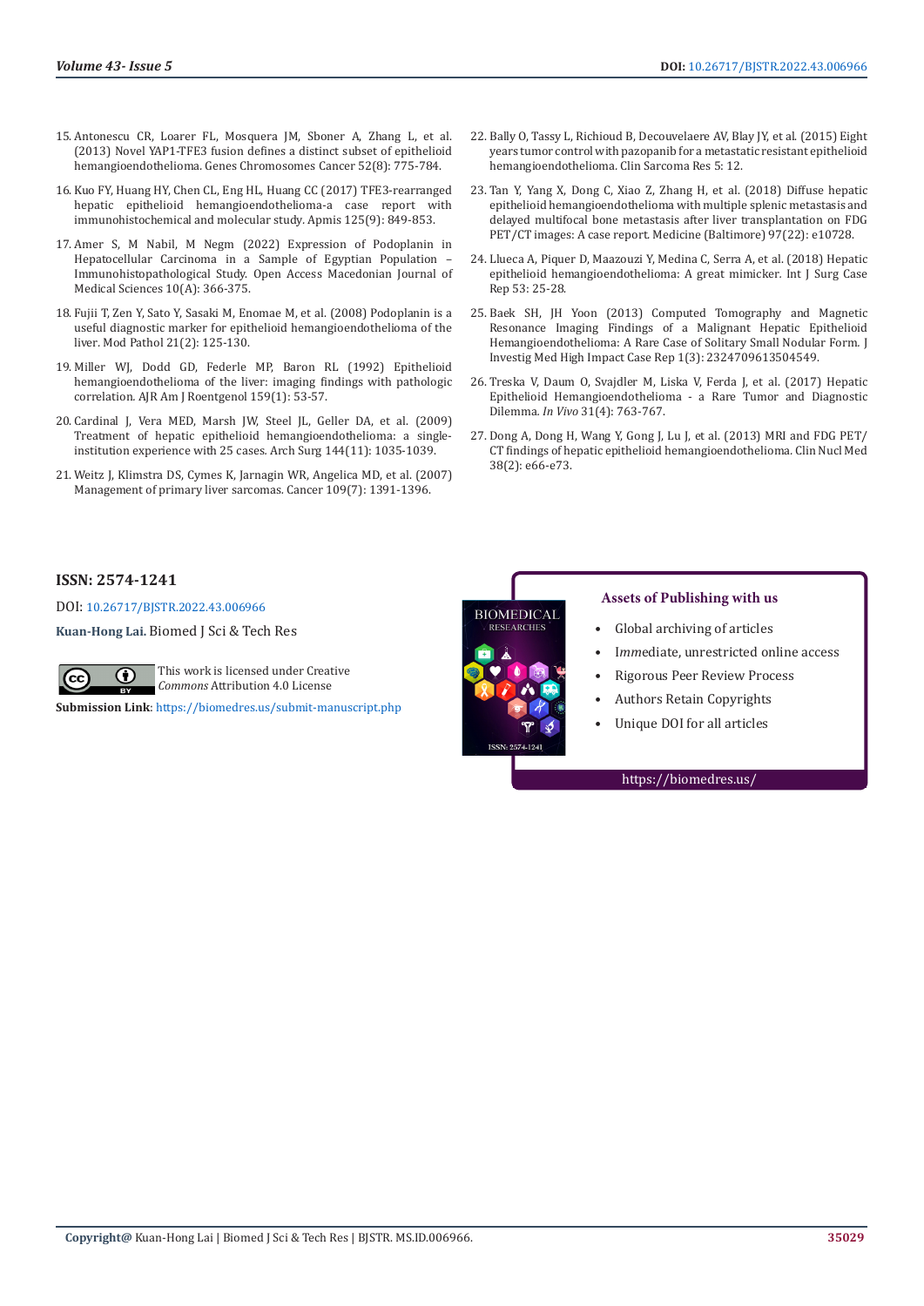15. Antonescu CR, Loarer FL, Mosquera JM, Sboner A, Zhang L, et al. (2013) Novel YAP1-TFE3 fusion defines a distinct subset of epithelioid hemangioendothelioma. Genes Chromosomes Cancer 52(8): 775-784.

16. Kuo FY, Huang HY, Chen CL, Eng HL, Huang CC (2017) TFE3-rearranged hepatic epithelioid hemangioendothelioma-a case report with immunohistochemical and molecular study. Apmis 125(9): 849-853.

17. Amer S, M Nabil, M Negm (2022) Expression of Podoplanin in Hepatocellular Carcinoma in a Sample of Egyptian Population – Immunohistopathological Study. Open Access Macedonian Journal of Medical Sciences 10(A): 366-375.

18. Fujii T, Zen Y, Sato Y, Sasaki M, Enomae M, et al. (2008) Podoplanin is a useful diagnostic marker for epithelioid hemangioendothelioma of the liver. Mod Pathol 21(2): 125-130.

19. Miller WJ, Dodd GD, Federle MP, Baron RL (1992) Epithelioid hemangioendothelioma of the liver: imaging findings with pathologic correlation. AJR Am J Roentgenol 159(1): 53-57.

20. Cardinal J, Vera MED, Marsh JW, Steel JL, Geller DA, et al. (2009) Treatment of hepatic epithelioid hemangioendothelioma: a single-institution experience with 25 cases. Arch Surg 144(11): 1035-1039.

21. Weitz J, Klimstra DS, Cymes K, Jarnagin WR, Angelica MD, et al. (2007) Management of primary liver sarcomas. Cancer 109(7): 1391-1396.

22. Bally O, Tassy L, Richioud B, Decouvelaere AV, Blay JY, et al. (2015) Eight years tumor control with pazopanib for a metastatic resistant epithelioid hemangioendothelioma. Clin Sarcoma Res 5: 12.

23. Tan Y, Yang X, Dong C, Xiao Z, Zhang H, et al. (2018) Diffuse hepatic epithelioid hemangioendothelioma with multiple splenic metastasis and delayed multifocal bone metastasis after liver transplantation on FDG PET/CT images: A case report. Medicine (Baltimore) 97(22): e10728.

24. Llueca A, Piquer D, Maazouzi Y, Medina C, Serra A, et al. (2018) Hepatic epithelioid hemangioendothelioma: A great mimicker. Int J Surg Case Rep 53: 25-28.

25. Baek SH, JH Yoon (2013) Computed Tomography and Magnetic Resonance Imaging Findings of a Malignant Hepatic Epithelioid Hemangioendothelioma: A Rare Case of Solitary Small Nodular Form. J Investig Med High Impact Case Rep 1(3): 2324709613504549.

26. Treska V, Daum O, Svajdler M, Liska V, Ferda J, et al. (2017) Hepatic Epithelioid Hemangioendothelioma - a Rare Tumor and Diagnostic Dilemma. *In Vivo* 31(4): 763-767.

27. Dong A, Dong H, Wang Y, Gong J, Lu J, et al. (2013) MRI and FDG PET/CT findings of hepatic epithelioid hemangioendothelioma. Clin Nucl Med 38(2): e66-e73.

**ISSN: 2574-1241**

DOI: 10.26717/BJSTR.2022.43.006966

**Kuan-Hong Lai.** Biomed J Sci & Tech Res

This work is licensed under Creative *Commons* Attribution 4.0 License

**Submission Link**: https://biomedres.us/submit-manuscript.php

**Assets of Publishing with us**

- Global archiving of articles
- Immediate, unrestricted online access
- Rigorous Peer Review Process
- Authors Retain Copyrights
- Unique DOI for all articles

https://biomedres.us/